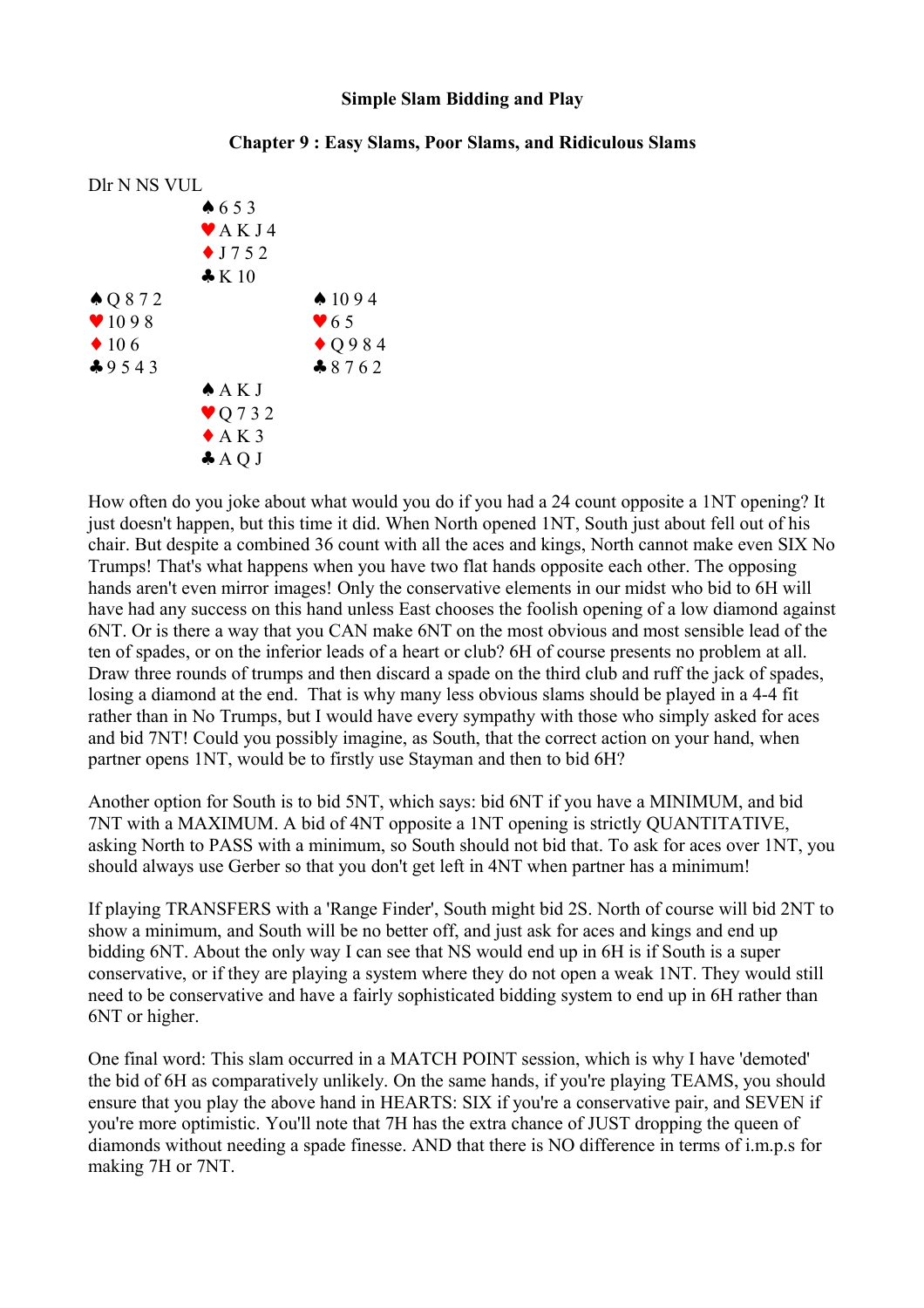**Simple Slam Bidding and Play**

**Chapter 9 : Easy Slams, Poor Slams, and Ridiculous Slams**

Dlr N NS VUL

|  | North |  |
|---|---|---|
|  | ♠ 6 5 3<br>♥ A K J 4<br>♦ J 7 5 2<br>♣ K 10 |  |
| **West**<br>♠ Q 8 7 2<br>♥ 10 9 8<br>♦ 10 6<br>♣ 9 5 4 3 |  | **East**<br>♠ 10 9 4<br>♥ 6 5<br>♦ Q 9 8 4<br>♣ 8 7 6 2 |
|  | **South**<br>♠ A K J<br>♥ Q 7 3 2<br>♦ A K 3<br>♣ A Q J |  |

How often do you joke about what would you do if you had a 24 count opposite a 1NT opening? It just doesn't happen, but this time it did. When North opened 1NT, South just about fell out of his chair. But despite a combined 36 count with all the aces and kings, North cannot make even SIX No Trumps! That's what happens when you have two flat hands opposite each other. The opposing hands aren't even mirror images! Only the conservative elements in our midst who bid to 6H will have had any success on this hand unless East chooses the foolish opening of a low diamond against 6NT. Or is there a way that you CAN make 6NT on the most obvious and most sensible lead of the ten of spades, or on the inferior leads of a heart or club? 6H of course presents no problem at all. Draw three rounds of trumps and then discard a spade on the third club and ruff the jack of spades, losing a diamond at the end. That is why many less obvious slams should be played in a 4-4 fit rather than in No Trumps, but I would have every sympathy with those who simply asked for aces and bid 7NT! Could you possibly imagine, as South, that the correct action on your hand, when partner opens 1NT, would be to firstly use Stayman and then to bid 6H?

Another option for South is to bid 5NT, which says: bid 6NT if you have a MINIMUM, and bid 7NT with a MAXIMUM. A bid of 4NT opposite a 1NT opening is strictly QUANTITATIVE, asking North to PASS with a minimum, so South should not bid that. To ask for aces over 1NT, you should always use Gerber so that you don't get left in 4NT when partner has a minimum!

If playing TRANSFERS with a 'Range Finder', South might bid 2S. North of course will bid 2NT to show a minimum, and South will be no better off, and just ask for aces and kings and end up bidding 6NT. About the only way I can see that NS would end up in 6H is if South is a super conservative, or if they are playing a system where they do not open a weak 1NT. They would still need to be conservative and have a fairly sophisticated bidding system to end up in 6H rather than 6NT or higher.

One final word: This slam occurred in a MATCH POINT session, which is why I have 'demoted' the bid of 6H as comparatively unlikely. On the same hands, if you're playing TEAMS, you should ensure that you play the above hand in HEARTS: SIX if you're a conservative pair, and SEVEN if you're more optimistic. You'll note that 7H has the extra chance of JUST dropping the queen of diamonds without needing a spade finesse. AND that there is NO difference in terms of i.m.p.s for making 7H or 7NT.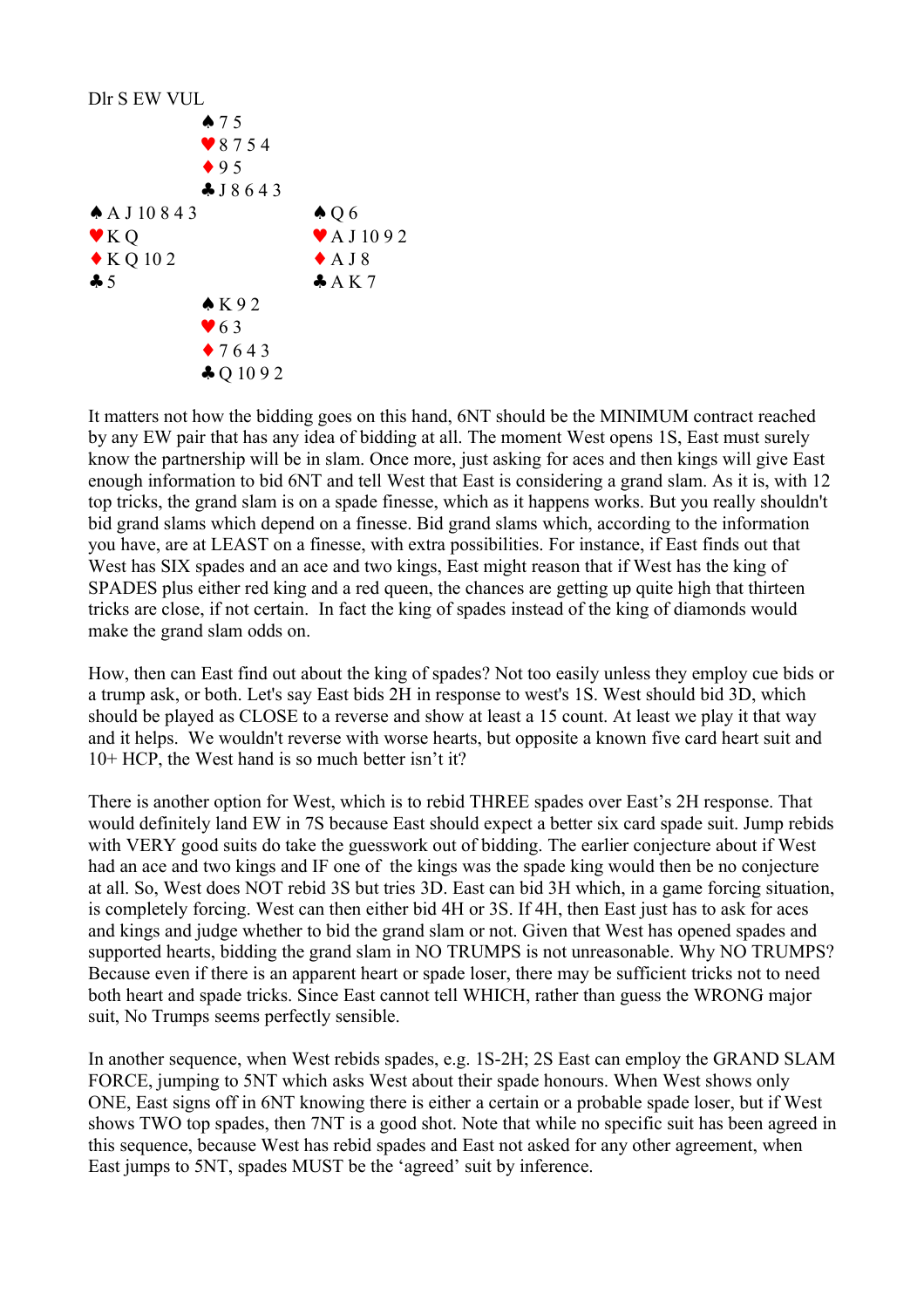Dlr S EW VUL

|  | ♠ 7 5 |  |
|---|---|---|
|  | ♥ 8 7 5 4 |  |
|  | ♦ 9 5 |  |
|  | ♣ J 8 6 4 3 |  |
| ♠ A J 10 8 4 3 |  | ♠ Q 6 |
| ♥ K Q |  | ♥ A J 10 9 2 |
| ♦ K Q 10 2 |  | ♦ A J 8 |
| ♣ 5 |  | ♣ A K 7 |
|  | ♠ K 9 2 |  |
|  | ♥ 6 3 |  |
|  | ♦ 7 6 4 3 |  |
|  | ♣ Q 10 9 2 |  |

It matters not how the bidding goes on this hand, 6NT should be the MINIMUM contract reached by any EW pair that has any idea of bidding at all. The moment West opens 1S, East must surely know the partnership will be in slam. Once more, just asking for aces and then kings will give East enough information to bid 6NT and tell West that East is considering a grand slam. As it is, with 12 top tricks, the grand slam is on a spade finesse, which as it happens works. But you really shouldn't bid grand slams which depend on a finesse. Bid grand slams which, according to the information you have, are at LEAST on a finesse, with extra possibilities. For instance, if East finds out that West has SIX spades and an ace and two kings, East might reason that if West has the king of SPADES plus either red king and a red queen, the chances are getting up quite high that thirteen tricks are close, if not certain. In fact the king of spades instead of the king of diamonds would make the grand slam odds on.

How, then can East find out about the king of spades? Not too easily unless they employ cue bids or a trump ask, or both. Let's say East bids 2H in response to west's 1S. West should bid 3D, which should be played as CLOSE to a reverse and show at least a 15 count. At least we play it that way and it helps. We wouldn't reverse with worse hearts, but opposite a known five card heart suit and 10+ HCP, the West hand is so much better isn't it?

There is another option for West, which is to rebid THREE spades over East's 2H response. That would definitely land EW in 7S because East should expect a better six card spade suit. Jump rebids with VERY good suits do take the guesswork out of bidding. The earlier conjecture about if West had an ace and two kings and IF one of the kings was the spade king would then be no conjecture at all. So, West does NOT rebid 3S but tries 3D. East can bid 3H which, in a game forcing situation, is completely forcing. West can then either bid 4H or 3S. If 4H, then East just has to ask for aces and kings and judge whether to bid the grand slam or not. Given that West has opened spades and supported hearts, bidding the grand slam in NO TRUMPS is not unreasonable. Why NO TRUMPS? Because even if there is an apparent heart or spade loser, there may be sufficient tricks not to need both heart and spade tricks. Since East cannot tell WHICH, rather than guess the WRONG major suit, No Trumps seems perfectly sensible.

In another sequence, when West rebids spades, e.g. 1S-2H; 2S East can employ the GRAND SLAM FORCE, jumping to 5NT which asks West about their spade honours. When West shows only ONE, East signs off in 6NT knowing there is either a certain or a probable spade loser, but if West shows TWO top spades, then 7NT is a good shot. Note that while no specific suit has been agreed in this sequence, because West has rebid spades and East not asked for any other agreement, when East jumps to 5NT, spades MUST be the 'agreed' suit by inference.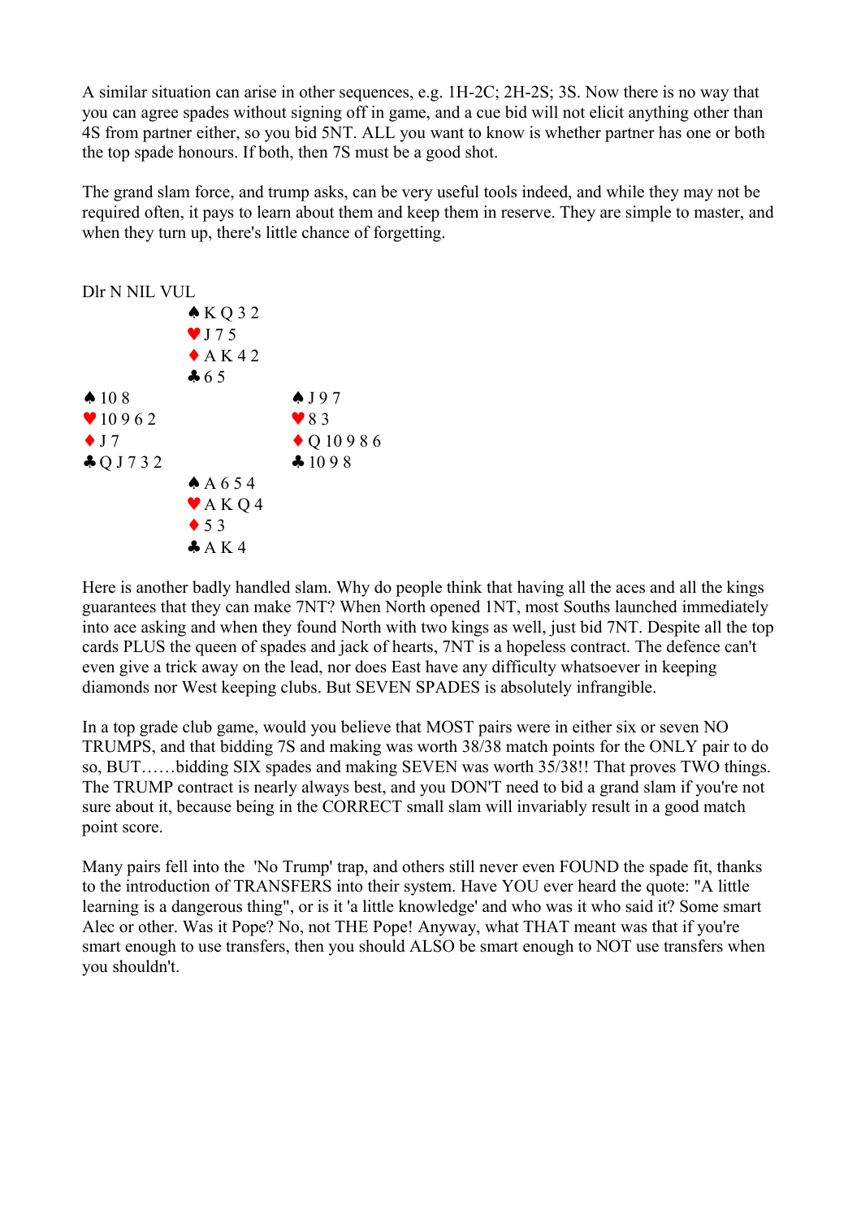A similar situation can arise in other sequences, e.g. 1H-2C; 2H-2S; 3S. Now there is no way that you can agree spades without signing off in game, and a cue bid will not elicit anything other than 4S from partner either, so you bid 5NT. ALL you want to know is whether partner has one or both the top spade honours. If both, then 7S must be a good shot.

The grand slam force, and trump asks, can be very useful tools indeed, and while they may not be required often, it pays to learn about them and keep them in reserve. They are simple to master, and when they turn up, there's little chance of forgetting.

```
Dlr N NIL VUL
              ♠ K Q 3 2
              ♥ J 7 5
              ♦ A K 4 2
              ♣ 6 5
♠ 10 8                      ♠ J 9 7
♥ 10 9 6 2                  ♥ 8 3
♦ J 7                       ♦ Q 10 9 8 6
♣ Q J 7 3 2                 ♣ 10 9 8
              ♠ A 6 5 4
              ♥ A K Q 4
              ♦ 5 3
              ♣ A K 4
```

Here is another badly handled slam. Why do people think that having all the aces and all the kings guarantees that they can make 7NT? When North opened 1NT, most Souths launched immediately into ace asking and when they found North with two kings as well, just bid 7NT. Despite all the top cards PLUS the queen of spades and jack of hearts, 7NT is a hopeless contract. The defence can't even give a trick away on the lead, nor does East have any difficulty whatsoever in keeping diamonds nor West keeping clubs. But SEVEN SPADES is absolutely infrangible.

In a top grade club game, would you believe that MOST pairs were in either six or seven NO TRUMPS, and that bidding 7S and making was worth 38/38 match points for the ONLY pair to do so, BUT……bidding SIX spades and making SEVEN was worth 35/38!! That proves TWO things. The TRUMP contract is nearly always best, and you DON'T need to bid a grand slam if you're not sure about it, because being in the CORRECT small slam will invariably result in a good match point score.

Many pairs fell into the 'No Trump' trap, and others still never even FOUND the spade fit, thanks to the introduction of TRANSFERS into their system. Have YOU ever heard the quote: "A little learning is a dangerous thing", or is it 'a little knowledge' and who was it who said it? Some smart Alec or other. Was it Pope? No, not THE Pope! Anyway, what THAT meant was that if you're smart enough to use transfers, then you should ALSO be smart enough to NOT use transfers when you shouldn't.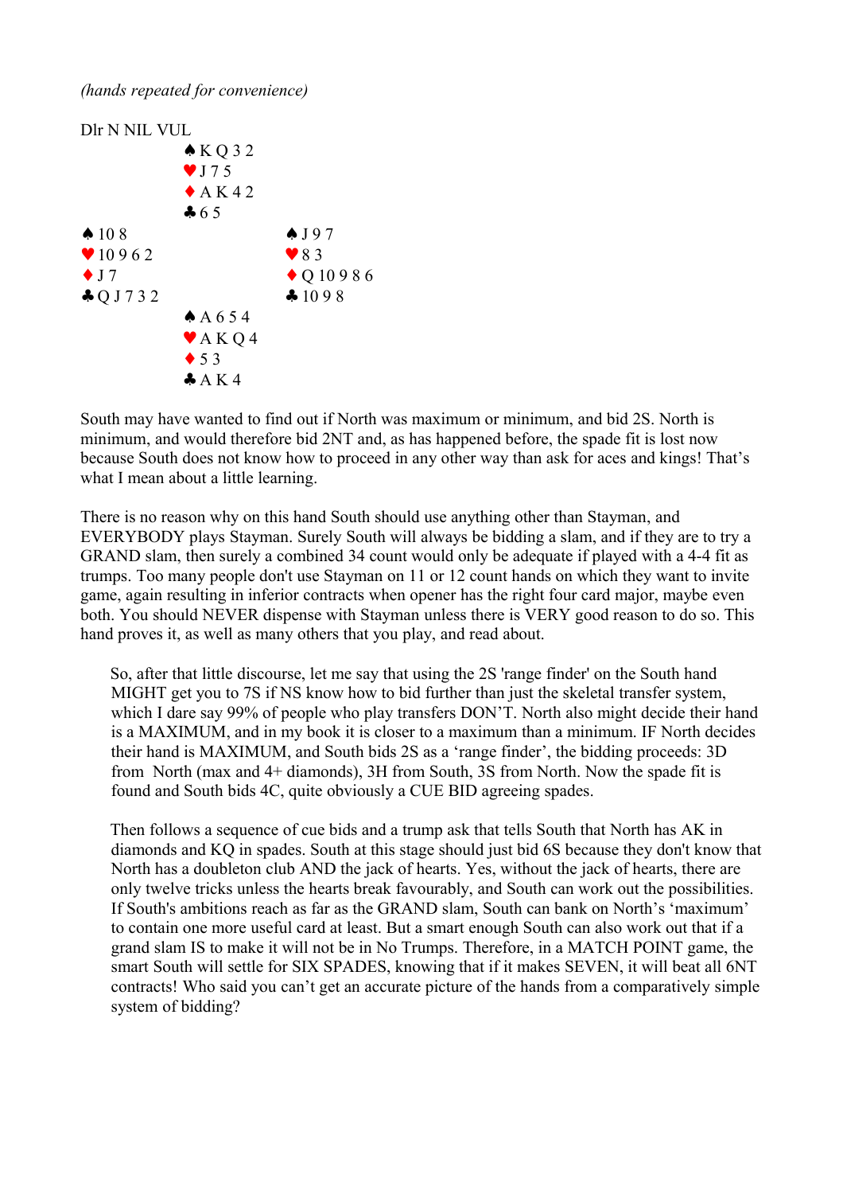*(hands repeated for convenience)*

Dlr N NIL VUL

```
            ♠K Q 3 2
            ♥J 7 5
            ♦A K 4 2
            ♣6 5
♠10 8                   ♠J 9 7
♥10 9 6 2               ♥8 3
♦J 7                    ♦Q 10 9 8 6
♣Q J 7 3 2              ♣10 9 8
            ♠A 6 5 4
            ♥A K Q 4
            ♦5 3
            ♣A K 4
```

South may have wanted to find out if North was maximum or minimum, and bid 2S. North is minimum, and would therefore bid 2NT and, as has happened before, the spade fit is lost now because South does not know how to proceed in any other way than ask for aces and kings! That's what I mean about a little learning.

There is no reason why on this hand South should use anything other than Stayman, and EVERYBODY plays Stayman. Surely South will always be bidding a slam, and if they are to try a GRAND slam, then surely a combined 34 count would only be adequate if played with a 4-4 fit as trumps. Too many people don't use Stayman on 11 or 12 count hands on which they want to invite game, again resulting in inferior contracts when opener has the right four card major, maybe even both. You should NEVER dispense with Stayman unless there is VERY good reason to do so. This hand proves it, as well as many others that you play, and read about.

> So, after that little discourse, let me say that using the 2S 'range finder' on the South hand MIGHT get you to 7S if NS know how to bid further than just the skeletal transfer system, which I dare say 99% of people who play transfers DON'T. North also might decide their hand is a MAXIMUM, and in my book it is closer to a maximum than a minimum. IF North decides their hand is MAXIMUM, and South bids 2S as a 'range finder', the bidding proceeds: 3D from North (max and 4+ diamonds), 3H from South, 3S from North. Now the spade fit is found and South bids 4C, quite obviously a CUE BID agreeing spades.
>
> Then follows a sequence of cue bids and a trump ask that tells South that North has AK in diamonds and KQ in spades. South at this stage should just bid 6S because they don't know that North has a doubleton club AND the jack of hearts. Yes, without the jack of hearts, there are only twelve tricks unless the hearts break favourably, and South can work out the possibilities. If South's ambitions reach as far as the GRAND slam, South can bank on North's 'maximum' to contain one more useful card at least. But a smart enough South can also work out that if a grand slam IS to make it will not be in No Trumps. Therefore, in a MATCH POINT game, the smart South will settle for SIX SPADES, knowing that if it makes SEVEN, it will beat all 6NT contracts! Who said you can't get an accurate picture of the hands from a comparatively simple system of bidding?